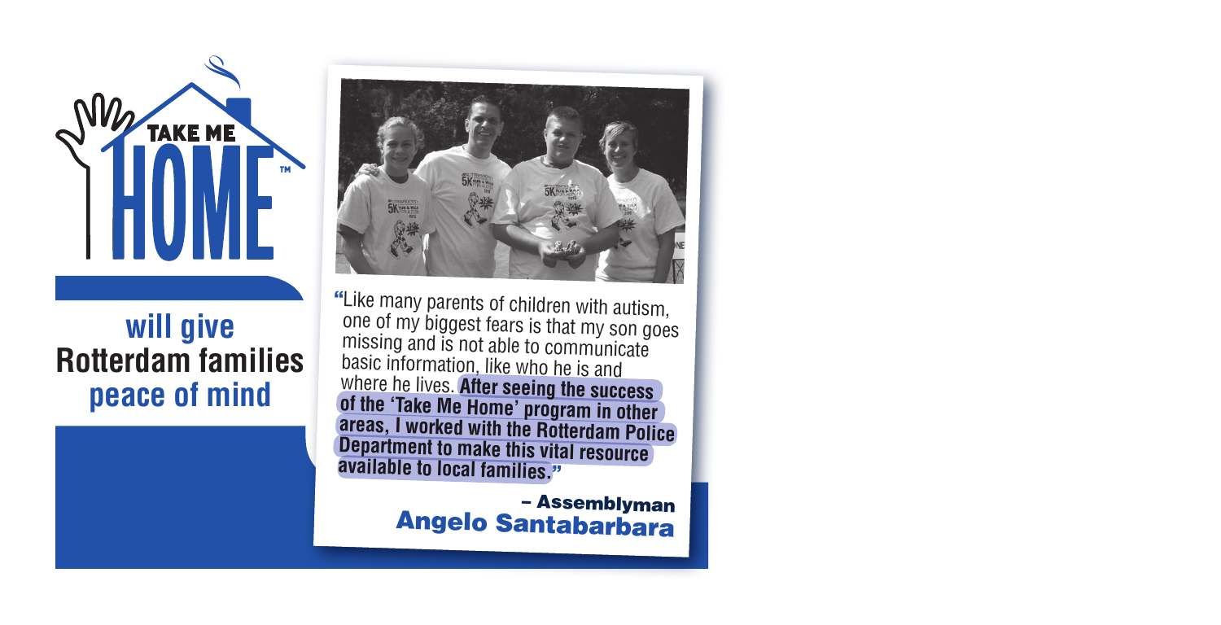# TAKE ME HOME™

## will give Rotterdam families peace of mind

"Like many parents of children with autism, one of my biggest fears is that my son goes missing and is not able to communicate basic information, like who he is and where he lives. **After seeing the success of the 'Take Me Home' program in other areas, I worked with the Rotterdam Police Department to make this vital resource available to local families.**"

**– Assemblyman Angelo Santabarbara**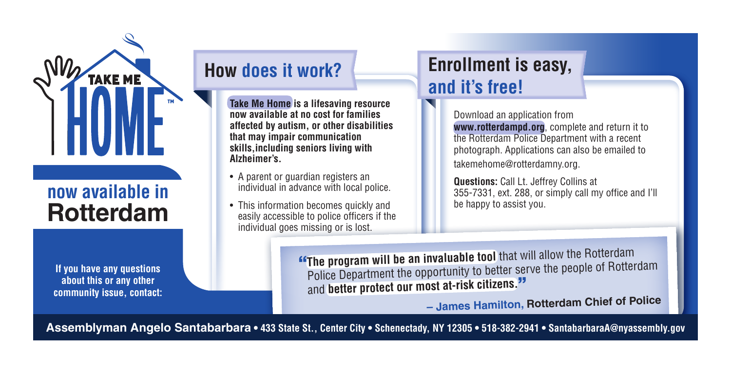# TAKE ME HOME™

## now available in Rotterdam

**If you have any questions about this or any other community issue, contact:**

## How does it work?

**Take Me Home is a lifesaving resource now available at no cost for families affected by autism, or other disabilities that may impair communication skills,including seniors living with Alzheimer's.**

- A parent or guardian registers an individual in advance with local police.
- This information becomes quickly and easily accessible to police officers if the individual goes missing or is lost.

## Enrollment is easy, and it's free!

Download an application from **www.rotterdampd.org**, complete and return it to the Rotterdam Police Department with a recent photograph. Applications can also be emailed to takemehome@rotterdamny.org.

**Questions:** Call Lt. Jeffrey Collins at 355-7331, ext. 288, or simply call my office and I'll be happy to assist you.

"**The program will be an invaluable tool** that will allow the Rotterdam Police Department the opportunity to better serve the people of Rotterdam and **better protect our most at-risk citizens.**"

– **James Hamilton, Rotterdam Chief of Police**

**Assemblyman Angelo Santabarbara** • 433 State St., Center City • Schenectady, NY 12305 • 518-382-2941 • SantabarbaraA@nyassembly.gov